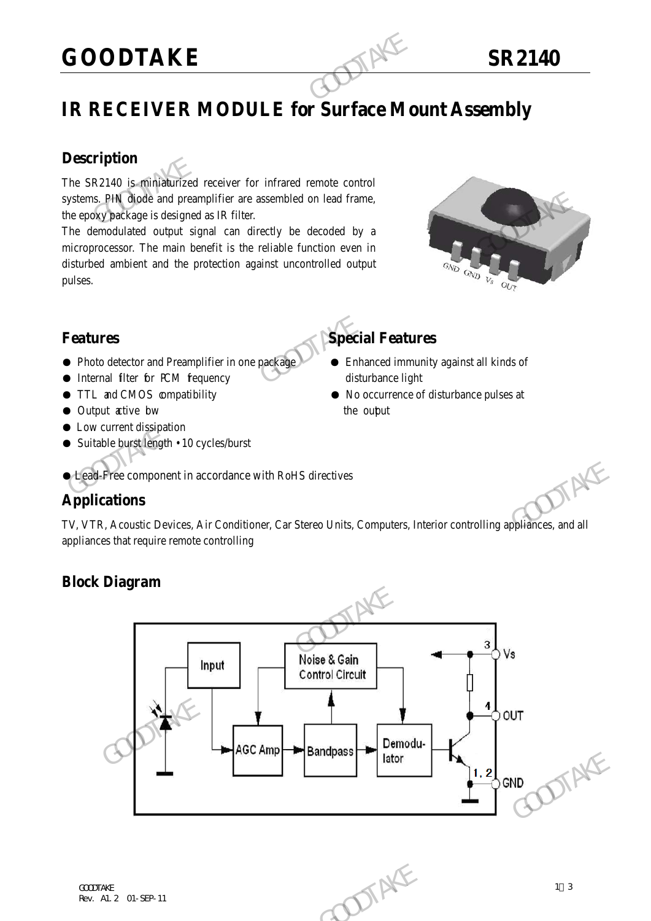# GOODTAKE SR2140

## IR RECEIVER MODULE for Surface Mount Assembly

### Description

The SR2140 is miniaturized receiver for infrared remote control systems. PIN diode and preamplifier are assembled on lead frame, the epoxy package is designed as IR filter.

The demodulated output signal can directly be decoded by a microprocessor. The main benefit is the reliable function even in disturbed ambient and the protection against uncontrolled output pulses.

### Features

- Photo detector and Preamplifier in one package
- Internal filter for PCM frequency
- TTL and CMOS compatibility
- Output active low
- Low current dissipation
- Suitable burst length • 10 cycles/burst
- Lead-Free component in accordance with RoHS directives

### Special Features

- Enhanced immunity against all kinds of disturbance light
- No occurrence of disturbance pulses at the output

### Applications

TV, VTR, Acoustic Devices, Air Conditioner, Car Stereo Units, Computers, Interior controlling appliances, and all appliances that require remote controlling

### Block Diagram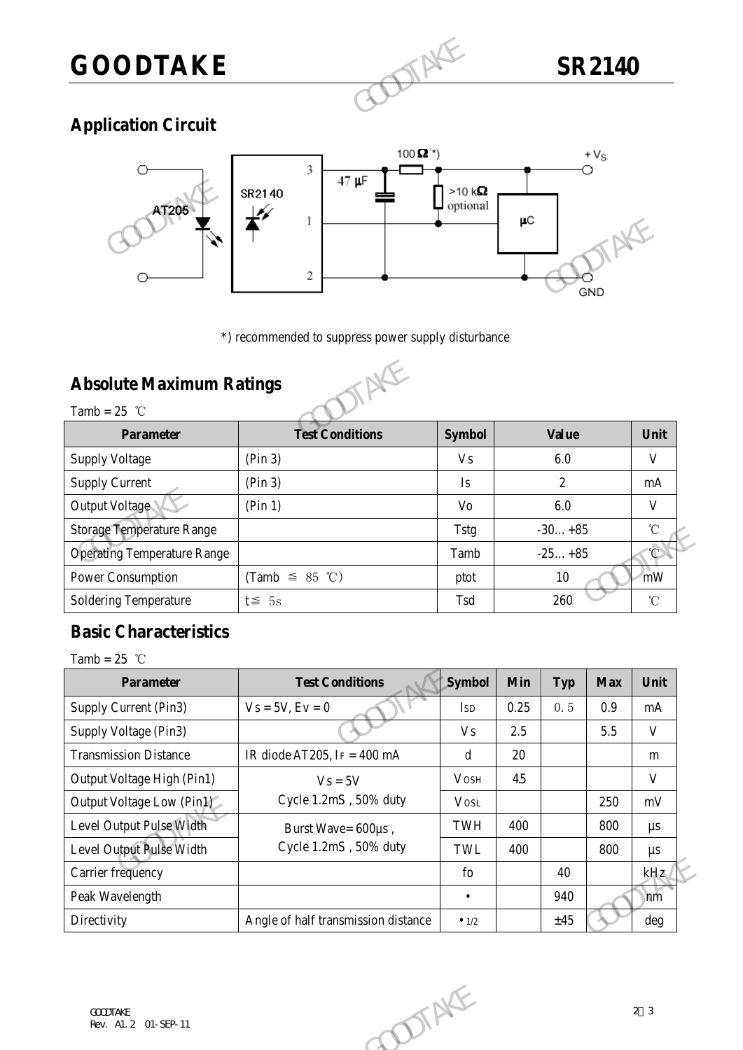## Application Circuit

*) recommended to suppress power supply disturbance

## Absolute Maximum Ratings

Tamb = 25 ℃

| Parameter | Test Conditions | Symbol | Value | Unit |
|---|---|---|---|---|
| Supply Voltage | (Pin 3) | Vs | 6.0 | V |
| Supply Current | (Pin 3) | Is | 2 | mA |
| Output Voltage | (Pin 1) | Vo | 6.0 | V |
| Storage Temperature Range | | Tstg | -30…+85 | ℃ |
| Operating Temperature Range | | Tamb | -25…+85 | ℃ |
| Power Consumption | (Tamb ≦ 85 ℃) | ptot | 10 | mW |
| Soldering Temperature | t≦ 5s | Tsd | 260 | ℃ |

## Basic Characteristics

Tamb = 25 ℃

| Parameter | Test Conditions | Symbol | Min | Typ | Max | Unit |
|---|---|---|---|---|---|---|
| Supply Current (Pin3) | Vs = 5V, Ev = 0 | $I_{SD}$ | 0.25 | 0.5 | 0.9 | mA |
| Supply Voltage (Pin3) | | Vs | 2.5 | | 5.5 | V |
| Transmission Distance | IR diode AT205, $I_F$ = 400 mA | d | 20 | | | m |
| Output Voltage High (Pin1) | Vs = 5V<br>Cycle 1.2mS , 50% duty | $V_{OSH}$ | 4.5 | | | V |
| Output Voltage Low (Pin1) | | $V_{OSL}$ | | | 250 | mV |
| Level Output Pulse Width | Burst Wave= 600µs ,<br>Cycle 1.2mS , 50% duty | TWH | 400 | | 800 | µs |
| Level Output Pulse Width | | TWL | 400 | | 800 | µs |
| Carrier frequency | | fo | | 40 | | kHz |
| Peak Wavelength | | • | | 940 | | nm |
| Directivity | Angle of half transmission distance | $\bullet_{1/2}$ | | ±45 | | deg |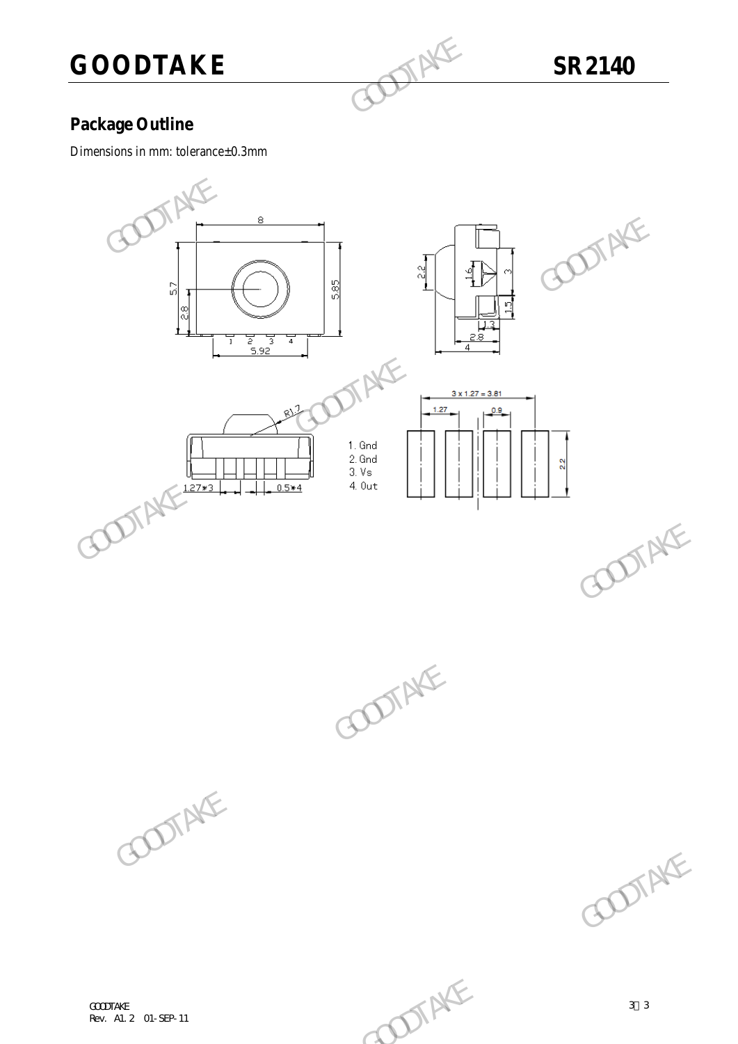## Package Outline

Dimensions in mm: tolerance±0.3mm

8
5.7
2.8
5.85
1 2 3 4
5.92

2.2
1.6
3
1.5
1.3
2.8
4

R1.7
1.27*3
0.5*4

1. Gnd
2. Gnd
3. Vs
4. Out

3 x 1.27 = 3.81
1.27
0.9
2.2